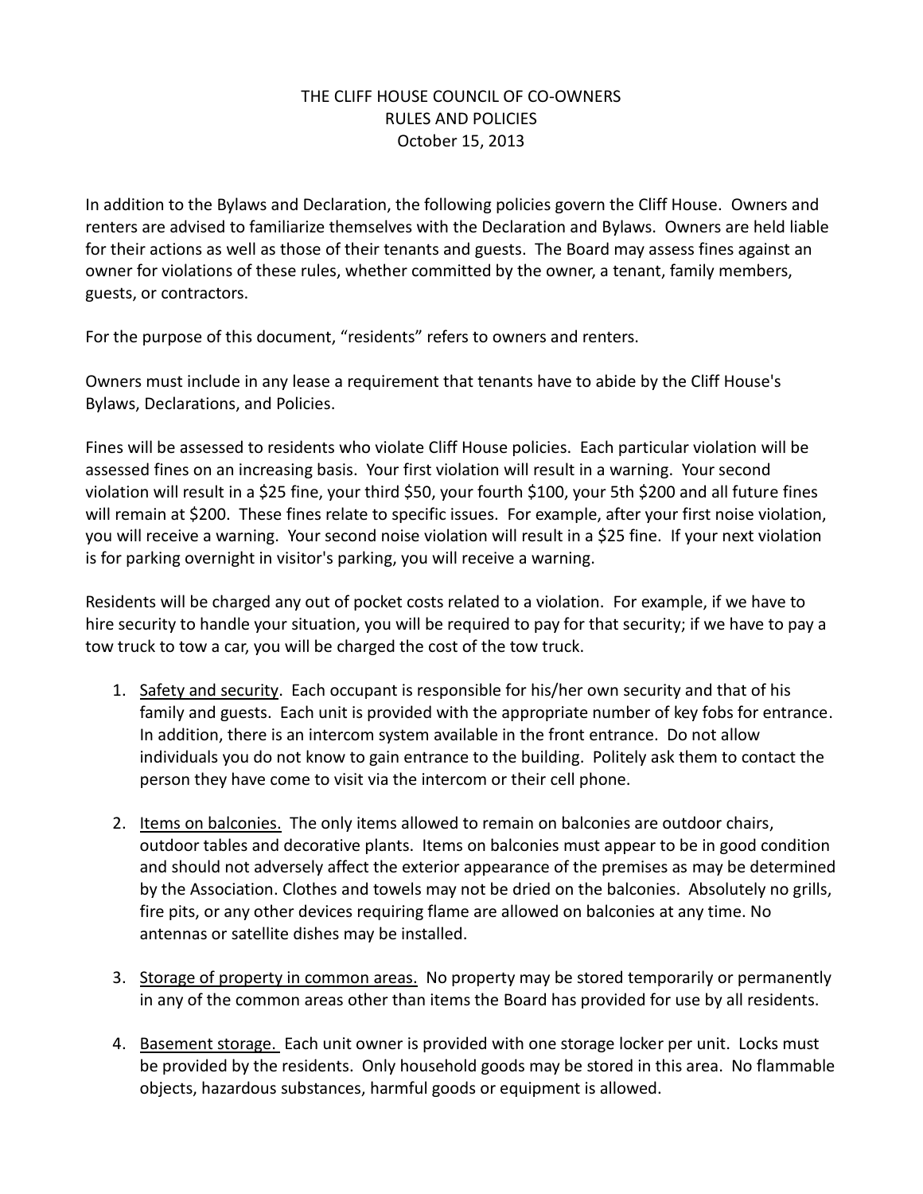# THE CLIFF HOUSE COUNCIL OF CO-OWNERS
## RULES AND POLICIES
### October 15, 2013

In addition to the Bylaws and Declaration, the following policies govern the Cliff House. Owners and renters are advised to familiarize themselves with the Declaration and Bylaws. Owners are held liable for their actions as well as those of their tenants and guests. The Board may assess fines against an owner for violations of these rules, whether committed by the owner, a tenant, family members, guests, or contractors.

For the purpose of this document, "residents" refers to owners and renters.

Owners must include in any lease a requirement that tenants have to abide by the Cliff House's Bylaws, Declarations, and Policies.

Fines will be assessed to residents who violate Cliff House policies. Each particular violation will be assessed fines on an increasing basis. Your first violation will result in a warning. Your second violation will result in a $25 fine, your third $50, your fourth $100, your 5th $200 and all future fines will remain at $200. These fines relate to specific issues. For example, after your first noise violation, you will receive a warning. Your second noise violation will result in a $25 fine. If your next violation is for parking overnight in visitor's parking, you will receive a warning.

Residents will be charged any out of pocket costs related to a violation. For example, if we have to hire security to handle your situation, you will be required to pay for that security; if we have to pay a tow truck to tow a car, you will be charged the cost of the tow truck.

1. <u>Safety and security</u>. Each occupant is responsible for his/her own security and that of his family and guests. Each unit is provided with the appropriate number of key fobs for entrance. In addition, there is an intercom system available in the front entrance. Do not allow individuals you do not know to gain entrance to the building. Politely ask them to contact the person they have come to visit via the intercom or their cell phone.

2. <u>Items on balconies.</u> The only items allowed to remain on balconies are outdoor chairs, outdoor tables and decorative plants. Items on balconies must appear to be in good condition and should not adversely affect the exterior appearance of the premises as may be determined by the Association. Clothes and towels may not be dried on the balconies. Absolutely no grills, fire pits, or any other devices requiring flame are allowed on balconies at any time. No antennas or satellite dishes may be installed.

3. <u>Storage of property in common areas.</u> No property may be stored temporarily or permanently in any of the common areas other than items the Board has provided for use by all residents.

4. <u>Basement storage.</u> Each unit owner is provided with one storage locker per unit. Locks must be provided by the residents. Only household goods may be stored in this area. No flammable objects, hazardous substances, harmful goods or equipment is allowed.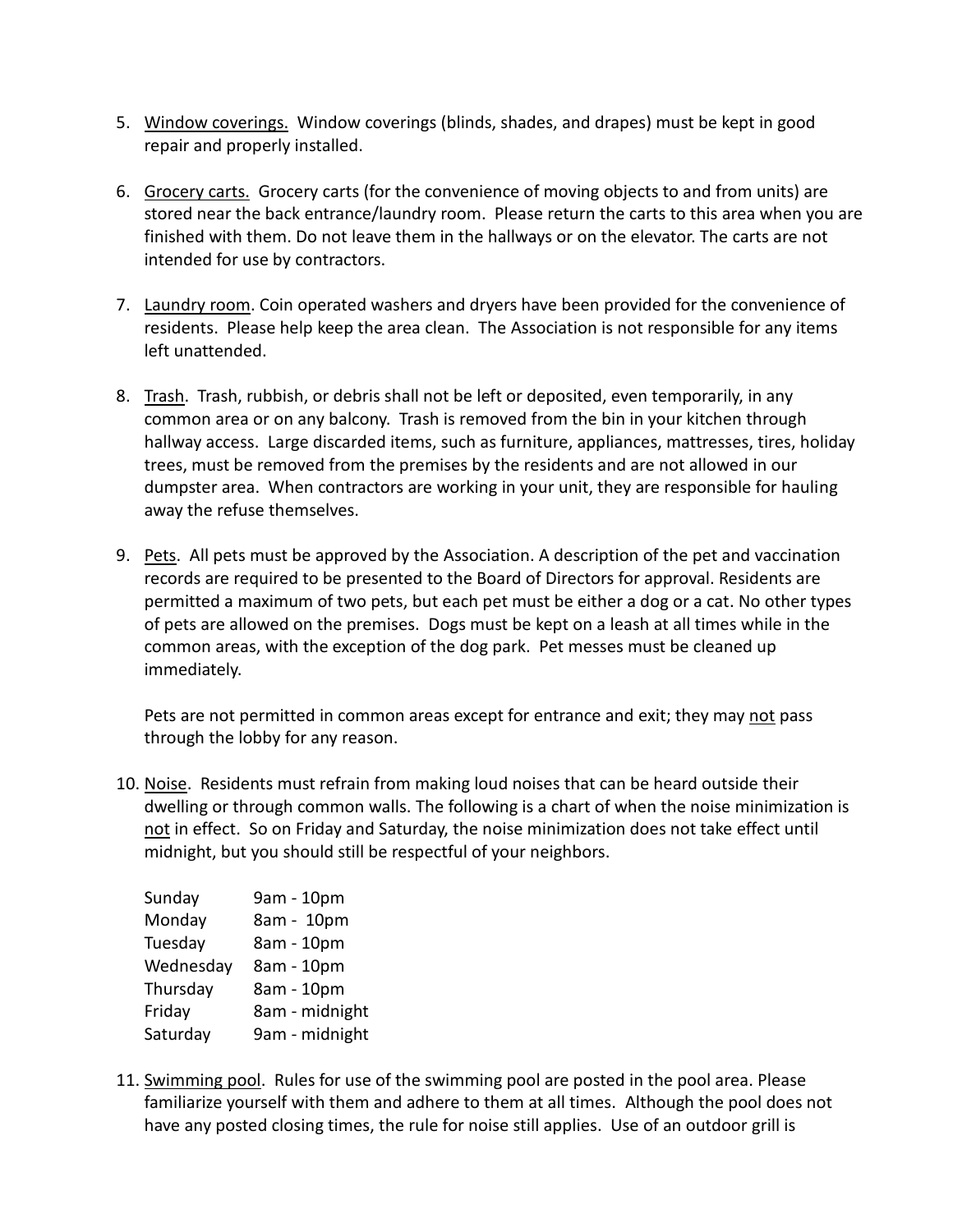5. <u>Window coverings.</u> Window coverings (blinds, shades, and drapes) must be kept in good repair and properly installed.

6. <u>Grocery carts.</u> Grocery carts (for the convenience of moving objects to and from units) are stored near the back entrance/laundry room. Please return the carts to this area when you are finished with them. Do not leave them in the hallways or on the elevator. The carts are not intended for use by contractors.

7. <u>Laundry room</u>. Coin operated washers and dryers have been provided for the convenience of residents. Please help keep the area clean. The Association is not responsible for any items left unattended.

8. <u>Trash</u>. Trash, rubbish, or debris shall not be left or deposited, even temporarily, in any common area or on any balcony. Trash is removed from the bin in your kitchen through hallway access. Large discarded items, such as furniture, appliances, mattresses, tires, holiday trees, must be removed from the premises by the residents and are not allowed in our dumpster area. When contractors are working in your unit, they are responsible for hauling away the refuse themselves.

9. <u>Pets</u>. All pets must be approved by the Association. A description of the pet and vaccination records are required to be presented to the Board of Directors for approval. Residents are permitted a maximum of two pets, but each pet must be either a dog or a cat. No other types of pets are allowed on the premises. Dogs must be kept on a leash at all times while in the common areas, with the exception of the dog park. Pet messes must be cleaned up immediately.

   Pets are not permitted in common areas except for entrance and exit; they may <u>not</u> pass through the lobby for any reason.

10. <u>Noise</u>. Residents must refrain from making loud noises that can be heard outside their dwelling or through common walls. The following is a chart of when the noise minimization is <u>not</u> in effect. So on Friday and Saturday, the noise minimization does not take effect until midnight, but you should still be respectful of your neighbors.

    | | |
    |---|---|
    | Sunday | 9am - 10pm |
    | Monday | 8am - 10pm |
    | Tuesday | 8am - 10pm |
    | Wednesday | 8am - 10pm |
    | Thursday | 8am - 10pm |
    | Friday | 8am - midnight |
    | Saturday | 9am - midnight |

11. <u>Swimming pool</u>. Rules for use of the swimming pool are posted in the pool area. Please familiarize yourself with them and adhere to them at all times. Although the pool does not have any posted closing times, the rule for noise still applies. Use of an outdoor grill is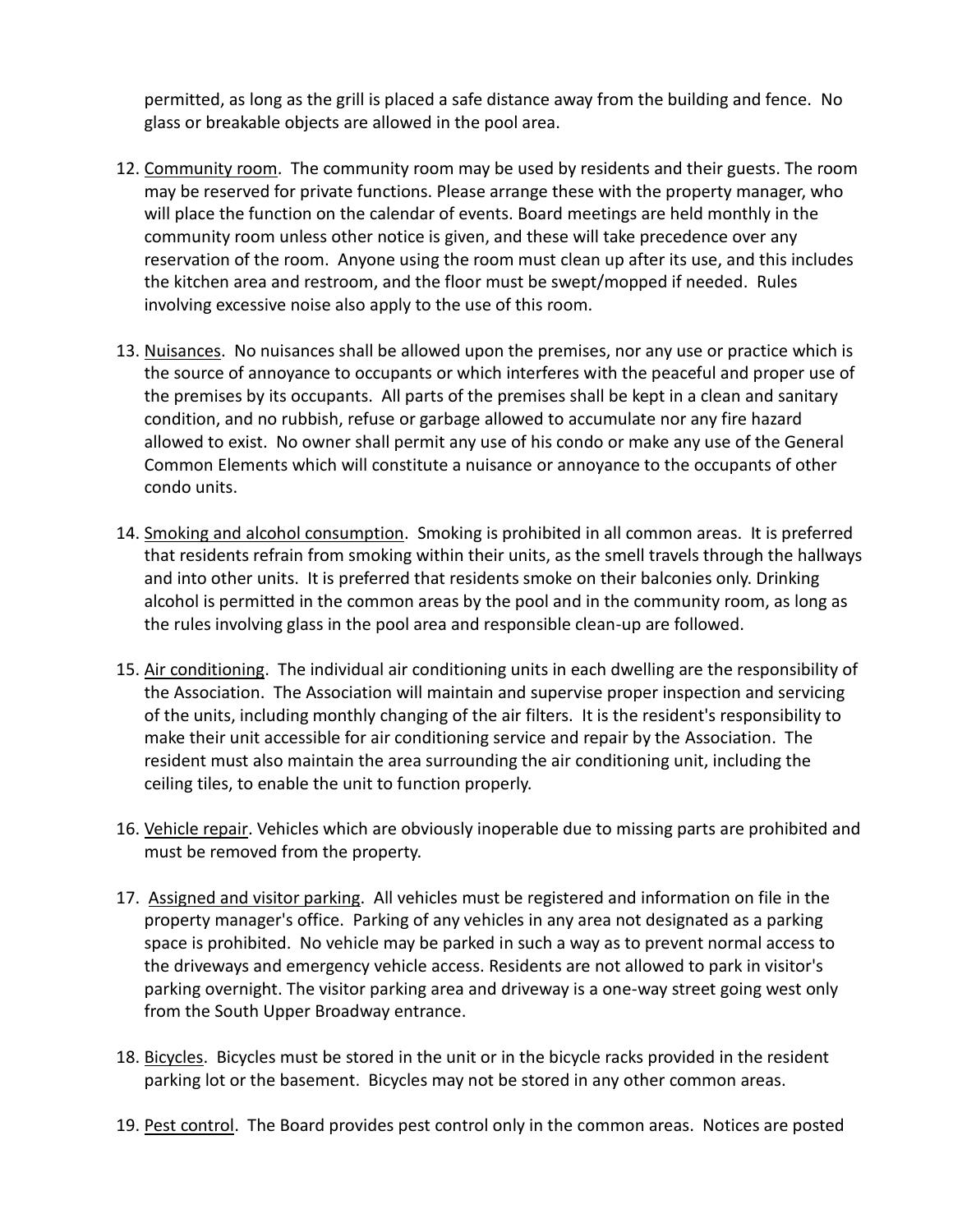permitted, as long as the grill is placed a safe distance away from the building and fence. No glass or breakable objects are allowed in the pool area.

12. Community room. The community room may be used by residents and their guests. The room may be reserved for private functions. Please arrange these with the property manager, who will place the function on the calendar of events. Board meetings are held monthly in the community room unless other notice is given, and these will take precedence over any reservation of the room. Anyone using the room must clean up after its use, and this includes the kitchen area and restroom, and the floor must be swept/mopped if needed. Rules involving excessive noise also apply to the use of this room.

13. Nuisances. No nuisances shall be allowed upon the premises, nor any use or practice which is the source of annoyance to occupants or which interferes with the peaceful and proper use of the premises by its occupants. All parts of the premises shall be kept in a clean and sanitary condition, and no rubbish, refuse or garbage allowed to accumulate nor any fire hazard allowed to exist. No owner shall permit any use of his condo or make any use of the General Common Elements which will constitute a nuisance or annoyance to the occupants of other condo units.

14. Smoking and alcohol consumption. Smoking is prohibited in all common areas. It is preferred that residents refrain from smoking within their units, as the smell travels through the hallways and into other units. It is preferred that residents smoke on their balconies only. Drinking alcohol is permitted in the common areas by the pool and in the community room, as long as the rules involving glass in the pool area and responsible clean-up are followed.

15. Air conditioning. The individual air conditioning units in each dwelling are the responsibility of the Association. The Association will maintain and supervise proper inspection and servicing of the units, including monthly changing of the air filters. It is the resident's responsibility to make their unit accessible for air conditioning service and repair by the Association. The resident must also maintain the area surrounding the air conditioning unit, including the ceiling tiles, to enable the unit to function properly.

16. Vehicle repair. Vehicles which are obviously inoperable due to missing parts are prohibited and must be removed from the property.

17. Assigned and visitor parking. All vehicles must be registered and information on file in the property manager's office. Parking of any vehicles in any area not designated as a parking space is prohibited. No vehicle may be parked in such a way as to prevent normal access to the driveways and emergency vehicle access. Residents are not allowed to park in visitor's parking overnight. The visitor parking area and driveway is a one-way street going west only from the South Upper Broadway entrance.

18. Bicycles. Bicycles must be stored in the unit or in the bicycle racks provided in the resident parking lot or the basement. Bicycles may not be stored in any other common areas.

19. Pest control. The Board provides pest control only in the common areas. Notices are posted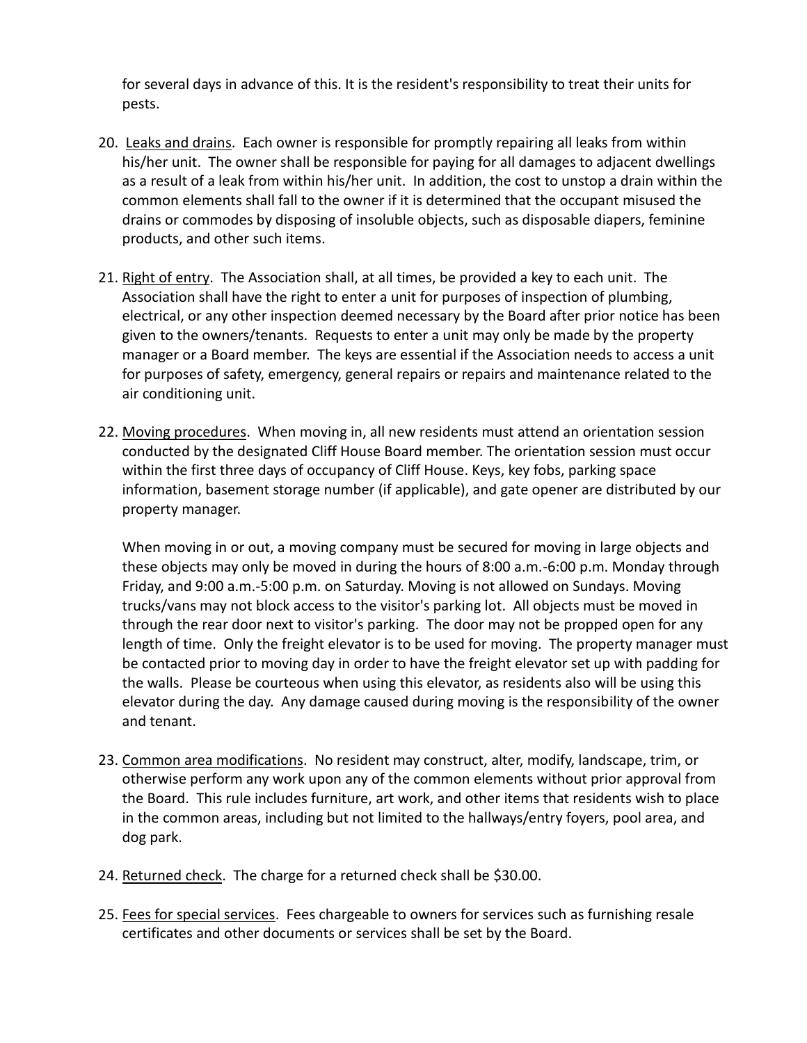for several days in advance of this. It is the resident's responsibility to treat their units for pests.

20. <u>Leaks and drains</u>. Each owner is responsible for promptly repairing all leaks from within his/her unit. The owner shall be responsible for paying for all damages to adjacent dwellings as a result of a leak from within his/her unit. In addition, the cost to unstop a drain within the common elements shall fall to the owner if it is determined that the occupant misused the drains or commodes by disposing of insoluble objects, such as disposable diapers, feminine products, and other such items.

21. <u>Right of entry</u>. The Association shall, at all times, be provided a key to each unit. The Association shall have the right to enter a unit for purposes of inspection of plumbing, electrical, or any other inspection deemed necessary by the Board after prior notice has been given to the owners/tenants. Requests to enter a unit may only be made by the property manager or a Board member. The keys are essential if the Association needs to access a unit for purposes of safety, emergency, general repairs or repairs and maintenance related to the air conditioning unit.

22. <u>Moving procedures</u>. When moving in, all new residents must attend an orientation session conducted by the designated Cliff House Board member. The orientation session must occur within the first three days of occupancy of Cliff House. Keys, key fobs, parking space information, basement storage number (if applicable), and gate opener are distributed by our property manager.

    When moving in or out, a moving company must be secured for moving in large objects and these objects may only be moved in during the hours of 8:00 a.m.-6:00 p.m. Monday through Friday, and 9:00 a.m.-5:00 p.m. on Saturday. Moving is not allowed on Sundays. Moving trucks/vans may not block access to the visitor's parking lot. All objects must be moved in through the rear door next to visitor's parking. The door may not be propped open for any length of time. Only the freight elevator is to be used for moving. The property manager must be contacted prior to moving day in order to have the freight elevator set up with padding for the walls. Please be courteous when using this elevator, as residents also will be using this elevator during the day. Any damage caused during moving is the responsibility of the owner and tenant.

23. <u>Common area modifications</u>. No resident may construct, alter, modify, landscape, trim, or otherwise perform any work upon any of the common elements without prior approval from the Board. This rule includes furniture, art work, and other items that residents wish to place in the common areas, including but not limited to the hallways/entry foyers, pool area, and dog park.

24. <u>Returned check</u>. The charge for a returned check shall be $30.00.

25. <u>Fees for special services</u>. Fees chargeable to owners for services such as furnishing resale certificates and other documents or services shall be set by the Board.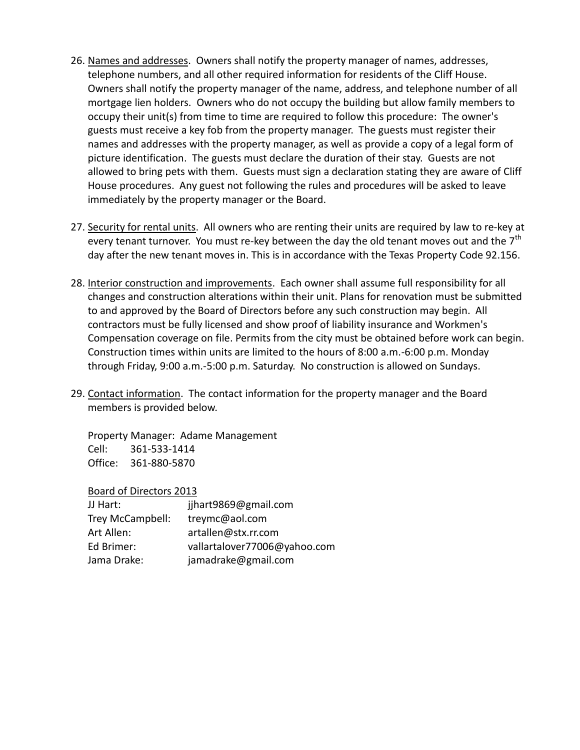26. Names and addresses. Owners shall notify the property manager of names, addresses, telephone numbers, and all other required information for residents of the Cliff House. Owners shall notify the property manager of the name, address, and telephone number of all mortgage lien holders. Owners who do not occupy the building but allow family members to occupy their unit(s) from time to time are required to follow this procedure: The owner's guests must receive a key fob from the property manager. The guests must register their names and addresses with the property manager, as well as provide a copy of a legal form of picture identification. The guests must declare the duration of their stay. Guests are not allowed to bring pets with them. Guests must sign a declaration stating they are aware of Cliff House procedures. Any guest not following the rules and procedures will be asked to leave immediately by the property manager or the Board.

27. Security for rental units. All owners who are renting their units are required by law to re-key at every tenant turnover. You must re-key between the day the old tenant moves out and the 7th day after the new tenant moves in. This is in accordance with the Texas Property Code 92.156.

28. Interior construction and improvements. Each owner shall assume full responsibility for all changes and construction alterations within their unit. Plans for renovation must be submitted to and approved by the Board of Directors before any such construction may begin. All contractors must be fully licensed and show proof of liability insurance and Workmen's Compensation coverage on file. Permits from the city must be obtained before work can begin. Construction times within units are limited to the hours of 8:00 a.m.-6:00 p.m. Monday through Friday, 9:00 a.m.-5:00 p.m. Saturday. No construction is allowed on Sundays.

29. Contact information. The contact information for the property manager and the Board members is provided below.

    Property Manager: Adame Management
    Cell: 361-533-1414
    Office: 361-880-5870

    Board of Directors 2013

| | |
|---|---|
| JJ Hart: | jjhart9869@gmail.com |
| Trey McCampbell: | treymc@aol.com |
| Art Allen: | artallen@stx.rr.com |
| Ed Brimer: | vallartalover77006@yahoo.com |
| Jama Drake: | jamadrake@gmail.com |